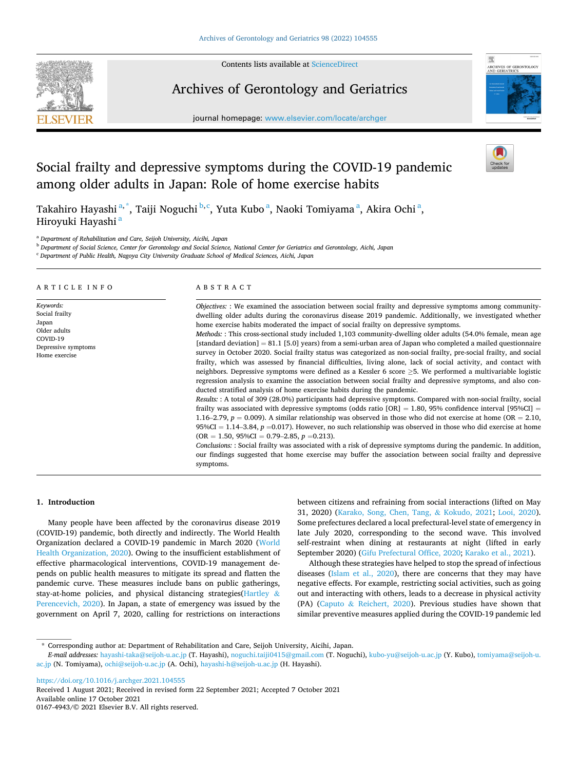# Social frailty and depressive symptoms during the COVID-19 pandemic among older adults in Japan: Role of home exercise habits

Takahiro Hayashi [a,*], Taiji Noguchi [b,c], Yuta Kubo [a], Naoki Tomiyama [a], Akira Ochi [a], Hiroyuki Hayashi [a]

[a] Department of Rehabilitation and Care, Seijoh University, Aicihi, Japan

[b] Department of Social Science, Center for Gerontology and Social Science, National Center for Geriatrics and Gerontology, Aichi, Japan

[c] Department of Public Health, Nagoya City University Graduate School of Medical Sciences, Aichi, Japan

## ARTICLE INFO

*Keywords:*
Social frailty
Japan
Older adults
COVID-19
Depressive symptoms
Home exercise

## ABSTRACT

*Objectives:* : We examined the association between social frailty and depressive symptoms among community-dwelling older adults during the coronavirus disease 2019 pandemic. Additionally, we investigated whether home exercise habits moderated the impact of social frailty on depressive symptoms.

*Methods:* : This cross-sectional study included 1,103 community-dwelling older adults (54.0% female, mean age [standard deviation] = 81.1 [5.0] years) from a semi-urban area of Japan who completed a mailed questionnaire survey in October 2020. Social frailty status was categorized as non-social frailty, pre-social frailty, and social frailty, which was assessed by financial difficulties, living alone, lack of social activity, and contact with neighbors. Depressive symptoms were defined as a Kessler 6 score ≥5. We performed a multivariable logistic regression analysis to examine the association between social frailty and depressive symptoms, and also conducted stratified analysis of home exercise habits during the pandemic.

*Results:* : A total of 309 (28.0%) participants had depressive symptoms. Compared with non-social frailty, social frailty was associated with depressive symptoms (odds ratio [OR] = 1.80, 95% confidence interval [95%CI] = 1.16–2.79, $p = 0.009$). A similar relationship was observed in those who did not exercise at home (OR = 2.10, 95%CI = 1.14–3.84, $p = 0.017$). However, no such relationship was observed in those who did exercise at home (OR = 1.50, 95%CI = 0.79–2.85, $p = 0.213$).

*Conclusions:* : Social frailty was associated with a risk of depressive symptoms during the pandemic. In addition, our findings suggested that home exercise may buffer the association between social frailty and depressive symptoms.

## 1. Introduction

Many people have been affected by the coronavirus disease 2019 (COVID-19) pandemic, both directly and indirectly. The World Health Organization declared a COVID-19 pandemic in March 2020 (World Health Organization, 2020). Owing to the insufficient establishment of effective pharmacological interventions, COVID-19 management depends on public health measures to mitigate its spread and flatten the pandemic curve. These measures include bans on public gatherings, stay-at-home policies, and physical distancing strategies(Hartley & Perencevich, 2020). In Japan, a state of emergency was issued by the government on April 7, 2020, calling for restrictions on interactions between citizens and refraining from social interactions (lifted on May 31, 2020) (Karako, Song, Chen, Tang, & Kokudo, 2021; Looi, 2020). Some prefectures declared a local prefectural-level state of emergency in late July 2020, corresponding to the second wave. This involved self-restraint when dining at restaurants at night (lifted in early September 2020) (Gifu Prefectural Office, 2020; Karako et al., 2021).

Although these strategies have helped to stop the spread of infectious diseases (Islam et al., 2020), there are concerns that they may have negative effects. For example, restricting social activities, such as going out and interacting with others, leads to a decrease in physical activity (PA) (Caputo & Reichert, 2020). Previous studies have shown that similar preventive measures applied during the COVID-19 pandemic led

---

* Corresponding author at: Department of Rehabilitation and Care, Seijoh University, Aicihi, Japan.

*E-mail addresses:* hayashi-taka@seijoh-u.ac.jp (T. Hayashi), noguchi.taiji0415@gmail.com (T. Noguchi), kubo-yu@seijoh-u.ac.jp (Y. Kubo), tomiyama@seijoh-u.ac.jp (N. Tomiyama), ochi@seijoh-u.ac.jp (A. Ochi), hayashi-h@seijoh-u.ac.jp (H. Hayashi).

https://doi.org/10.1016/j.archger.2021.104555

Received 1 August 2021; Received in revised form 22 September 2021; Accepted 7 October 2021

Available online 17 October 2021

0167-4943/© 2021 Elsevier B.V. All rights reserved.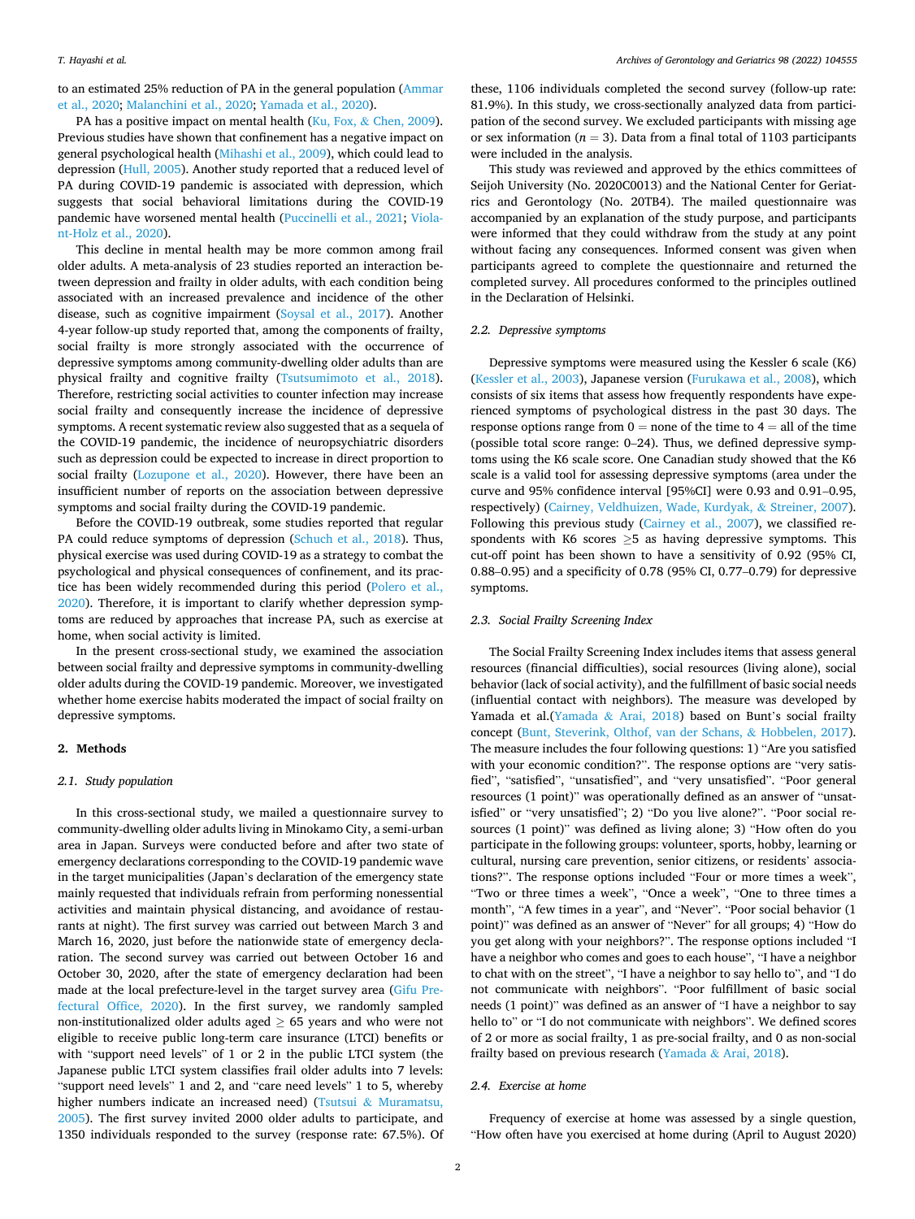to an estimated 25% reduction of PA in the general population (Ammar et al., 2020; Malanchini et al., 2020; Yamada et al., 2020).

PA has a positive impact on mental health (Ku, Fox, & Chen, 2009). Previous studies have shown that confinement has a negative impact on general psychological health (Mihashi et al., 2009), which could lead to depression (Hull, 2005). Another study reported that a reduced level of PA during COVID-19 pandemic is associated with depression, which suggests that social behavioral limitations during the COVID-19 pandemic have worsened mental health (Puccinelli et al., 2021; Violant-Holz et al., 2020).

This decline in mental health may be more common among frail older adults. A meta-analysis of 23 studies reported an interaction between depression and frailty in older adults, with each condition being associated with an increased prevalence and incidence of the other disease, such as cognitive impairment (Soysal et al., 2017). Another 4-year follow-up study reported that, among the components of frailty, social frailty is more strongly associated with the occurrence of depressive symptoms among community-dwelling older adults than are physical frailty and cognitive frailty (Tsutsumimoto et al., 2018). Therefore, restricting social activities to counter infection may increase social frailty and consequently increase the incidence of depressive symptoms. A recent systematic review also suggested that as a sequela of the COVID-19 pandemic, the incidence of neuropsychiatric disorders such as depression could be expected to increase in direct proportion to social frailty (Lozupone et al., 2020). However, there have been an insufficient number of reports on the association between depressive symptoms and social frailty during the COVID-19 pandemic.

Before the COVID-19 outbreak, some studies reported that regular PA could reduce symptoms of depression (Schuch et al., 2018). Thus, physical exercise was used during COVID-19 as a strategy to combat the psychological and physical consequences of confinement, and its practice has been widely recommended during this period (Polero et al., 2020). Therefore, it is important to clarify whether depression symptoms are reduced by approaches that increase PA, such as exercise at home, when social activity is limited.

In the present cross-sectional study, we examined the association between social frailty and depressive symptoms in community-dwelling older adults during the COVID-19 pandemic. Moreover, we investigated whether home exercise habits moderated the impact of social frailty on depressive symptoms.

## 2. Methods

### 2.1. Study population

In this cross-sectional study, we mailed a questionnaire survey to community-dwelling older adults living in Minokamo City, a semi-urban area in Japan. Surveys were conducted before and after two state of emergency declarations corresponding to the COVID-19 pandemic wave in the target municipalities (Japan's declaration of the emergency state mainly requested that individuals refrain from performing nonessential activities and maintain physical distancing, and avoidance of restaurants at night). The first survey was carried out between March 3 and March 16, 2020, just before the nationwide state of emergency declaration. The second survey was carried out between October 16 and October 30, 2020, after the state of emergency declaration had been made at the local prefecture-level in the target survey area (Gifu Prefectural Office, 2020). In the first survey, we randomly sampled non-institutionalized older adults aged ≥ 65 years and who were not eligible to receive public long-term care insurance (LTCI) benefits or with "support need levels" of 1 or 2 in the public LTCI system (the Japanese public LTCI system classifies frail older adults into 7 levels: "support need levels" 1 and 2, and "care need levels" 1 to 5, whereby higher numbers indicate an increased need) (Tsutsui & Muramatsu, 2005). The first survey invited 2000 older adults to participate, and 1350 individuals responded to the survey (response rate: 67.5%). Of these, 1106 individuals completed the second survey (follow-up rate: 81.9%). In this study, we cross-sectionally analyzed data from participation of the second survey. We excluded participants with missing age or sex information ($n = 3$). Data from a final total of 1103 participants were included in the analysis.

This study was reviewed and approved by the ethics committees of Seijoh University (No. 2020C0013) and the National Center for Geriatrics and Gerontology (No. 20TB4). The mailed questionnaire was accompanied by an explanation of the study purpose, and participants were informed that they could withdraw from the study at any point without facing any consequences. Informed consent was given when participants agreed to complete the questionnaire and returned the completed survey. All procedures conformed to the principles outlined in the Declaration of Helsinki.

### 2.2. Depressive symptoms

Depressive symptoms were measured using the Kessler 6 scale (K6) (Kessler et al., 2003), Japanese version (Furukawa et al., 2008), which consists of six items that assess how frequently respondents have experienced symptoms of psychological distress in the past 30 days. The response options range from 0 = none of the time to 4 = all of the time (possible total score range: 0–24). Thus, we defined depressive symptoms using the K6 scale score. One Canadian study showed that the K6 scale is a valid tool for assessing depressive symptoms (area under the curve and 95% confidence interval [95%CI] were 0.93 and 0.91–0.95, respectively) (Cairney, Veldhuizen, Wade, Kurdyak, & Streiner, 2007). Following this previous study (Cairney et al., 2007), we classified respondents with K6 scores ≥5 as having depressive symptoms. This cut-off point has been shown to have a sensitivity of 0.92 (95% CI, 0.88–0.95) and a specificity of 0.78 (95% CI, 0.77–0.79) for depressive symptoms.

### 2.3. Social Frailty Screening Index

The Social Frailty Screening Index includes items that assess general resources (financial difficulties), social resources (living alone), social behavior (lack of social activity), and the fulfillment of basic social needs (influential contact with neighbors). The measure was developed by Yamada et al.(Yamada & Arai, 2018) based on Bunt's social frailty concept (Bunt, Steverink, Olthof, van der Schans, & Hobbelen, 2017). The measure includes the four following questions: 1) "Are you satisfied with your economic condition?". The response options are "very satisfied", "satisfied", "unsatisfied", and "very unsatisfied". "Poor general resources (1 point)" was operationally defined as an answer of "unsatisfied" or "very unsatisfied"; 2) "Do you live alone?". "Poor social resources (1 point)" was defined as living alone; 3) "How often do you participate in the following groups: volunteer, sports, hobby, learning or cultural, nursing care prevention, senior citizens, or residents' associations?". The response options included "Four or more times a week", "Two or three times a week", "Once a week", "One to three times a month", "A few times in a year", and "Never". "Poor social behavior (1 point)" was defined as an answer of "Never" for all groups; 4) "How do you get along with your neighbors?". The response options included "I have a neighbor who comes and goes to each house", "I have a neighbor to chat with on the street", "I have a neighbor to say hello to", and "I do not communicate with neighbors". "Poor fulfillment of basic social needs (1 point)" was defined as an answer of "I have a neighbor to say hello to" or "I do not communicate with neighbors". We defined scores of 2 or more as social frailty, 1 as pre-social frailty, and 0 as non-social frailty based on previous research (Yamada & Arai, 2018).

### 2.4. Exercise at home

Frequency of exercise at home was assessed by a single question, "How often have you exercised at home during (April to August 2020)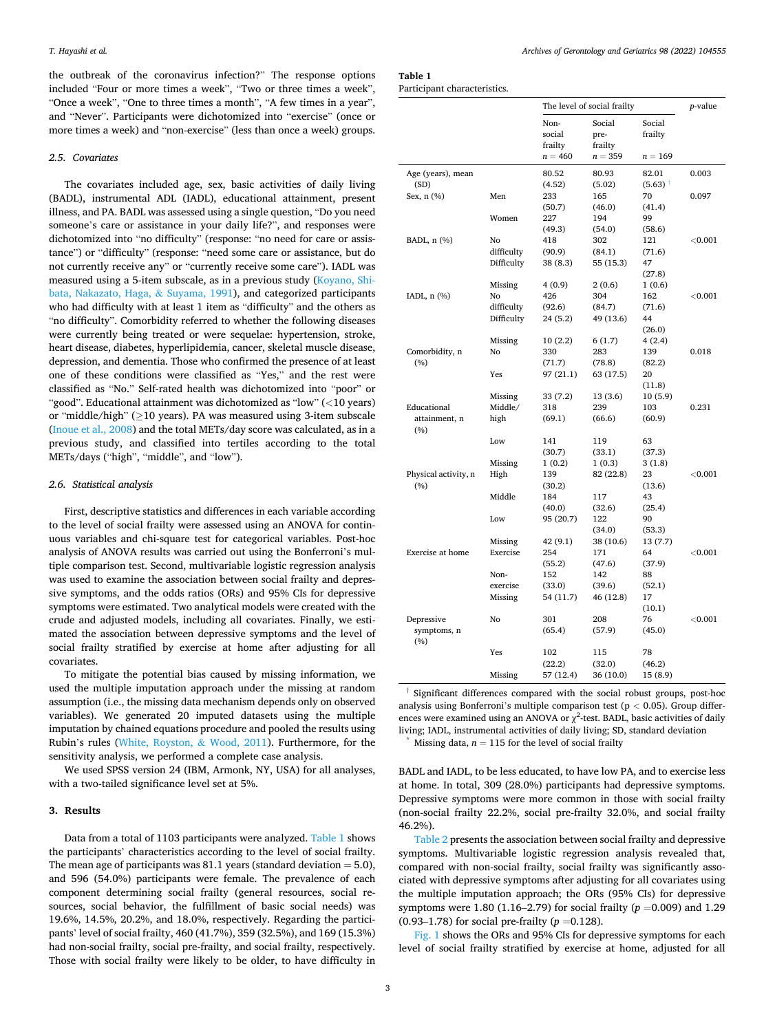the outbreak of the coronavirus infection?" The response options included "Four or more times a week", "Two or three times a week", "Once a week", "One to three times a month", "A few times in a year", and "Never". Participants were dichotomized into "exercise" (once or more times a week) and "non-exercise" (less than once a week) groups.

### 2.5. Covariates

The covariates included age, sex, basic activities of daily living (BADL), instrumental ADL (IADL), educational attainment, present illness, and PA. BADL was assessed using a single question, "Do you need someone's care or assistance in your daily life?", and responses were dichotomized into "no difficulty" (response: "no need for care or assistance") or "difficulty" (response: "need some care or assistance, but do not currently receive any" or "currently receive some care"). IADL was measured using a 5-item subscale, as in a previous study (Koyano, Shibata, Nakazato, Haga, & Suyama, 1991), and categorized participants who had difficulty with at least 1 item as "difficulty" and the others as "no difficulty". Comorbidity referred to whether the following diseases were currently being treated or were sequelae: hypertension, stroke, heart disease, diabetes, hyperlipidemia, cancer, skeletal muscle disease, depression, and dementia. Those who confirmed the presence of at least one of these conditions were classified as "Yes," and the rest were classified as "No." Self-rated health was dichotomized into "poor" or "good". Educational attainment was dichotomized as "low" (<10 years) or "middle/high" (≥10 years). PA was measured using 3-item subscale (Inoue et al., 2008) and the total METs/day score was calculated, as in a previous study, and classified into tertiles according to the total METs/days ("high", "middle", and "low").

### 2.6. Statistical analysis

First, descriptive statistics and differences in each variable according to the level of social frailty were assessed using an ANOVA for continuous variables and chi-square test for categorical variables. Post-hoc analysis of ANOVA results was carried out using the Bonferroni's multiple comparison test. Second, multivariable logistic regression analysis was used to examine the association between social frailty and depressive symptoms, and the odds ratios (ORs) and 95% CIs for depressive symptoms were estimated. Two analytical models were created with the crude and adjusted models, including all covariates. Finally, we estimated the association between depressive symptoms and the level of social frailty stratified by exercise at home after adjusting for all covariates.

To mitigate the potential bias caused by missing information, we used the multiple imputation approach under the missing at random assumption (i.e., the missing data mechanism depends only on observed variables). We generated 20 imputed datasets using the multiple imputation by chained equations procedure and pooled the results using Rubin's rules (White, Royston, & Wood, 2011). Furthermore, for the sensitivity analysis, we performed a complete case analysis.

We used SPSS version 24 (IBM, Armonk, NY, USA) for all analyses, with a two-tailed significance level set at 5%.

## 3. Results

Data from a total of 1103 participants were analyzed. Table 1 shows the participants' characteristics according to the level of social frailty. The mean age of participants was 81.1 years (standard deviation = 5.0), and 596 (54.0%) participants were female. The prevalence of each component determining social frailty (general resources, social resources, social behavior, the fulfillment of basic social needs) was 19.6%, 14.5%, 20.2%, and 18.0%, respectively. Regarding the participants' level of social frailty, 460 (41.7%), 359 (32.5%), and 169 (15.3%) had non-social frailty, social pre-frailty, and social frailty, respectively. Those with social frailty were likely to be older, to have difficulty in BADL and IADL, to be less educated, to have low PA, and to exercise less at home. In total, 309 (28.0%) participants had depressive symptoms. Depressive symptoms were more common in those with social frailty (non-social frailty 22.2%, social pre-frailty 32.0%, and social frailty 46.2%).

Table 2 presents the association between social frailty and depressive symptoms. Multivariable logistic regression analysis revealed that, compared with non-social frailty, social frailty was significantly associated with depressive symptoms after adjusting for all covariates using the multiple imputation approach; the ORs (95% CIs) for depressive symptoms were 1.80 (1.16–2.79) for social frailty ($p$ =0.009) and 1.29 (0.93–1.78) for social pre-frailty ($p$ =0.128).

Fig. 1 shows the ORs and 95% CIs for depressive symptoms for each level of social frailty stratified by exercise at home, adjusted for all

**Table 1**
Participant characteristics.

| | | The level of social frailty | | | $p$-value |
|---|---|---|---|---|---|
| | | Non-social frailty $n$ = 460 | Social pre-frailty $n$ = 359 | Social frailty $n$ = 169 | |
| Age (years), mean (SD) | | 80.52 (4.52) | 80.93 (5.02) | 82.01 (5.63) † | 0.003 |
| Sex, n (%) | Men | 233 (50.7) | 165 (46.0) | 70 (41.4) | 0.097 |
| | Women | 227 (49.3) | 194 (54.0) | 99 (58.6) | |
| BADL, n (%) | No difficulty | 418 (90.9) | 302 (84.1) | 121 (71.6) | <0.001 |
| | Difficulty | 38 (8.3) | 55 (15.3) | 47 (27.8) | |
| | Missing | 4 (0.9) | 2 (0.6) | 1 (0.6) | |
| IADL, n (%) | No difficulty | 426 (92.6) | 304 (84.7) | 162 (71.6) | <0.001 |
| | Difficulty | 24 (5.2) | 49 (13.6) | 44 (26.0) | |
| | Missing | 10 (2.2) | 6 (1.7) | 4 (2.4) | |
| Comorbidity, n (%) | No | 330 (71.7) | 283 (78.8) | 139 (82.2) | 0.018 |
| | Yes | 97 (21.1) | 63 (17.5) | 20 (11.8) | |
| | Missing | 33 (7.2) | 13 (3.6) | 10 (5.9) | |
| Educational attainment, n (%) | Middle/high | 318 (69.1) | 239 (66.6) | 103 (60.9) | 0.231 |
| | Low | 141 (30.7) | 119 (33.1) | 63 (37.3) | |
| | Missing | 1 (0.2) | 1 (0.3) | 3 (1.8) | |
| Physical activity, n (%) | High | 139 (30.2) | 82 (22.8) | 23 (13.6) | <0.001 |
| | Middle | 184 (40.0) | 117 (32.6) | 43 (25.4) | |
| | Low | 95 (20.7) | 122 (34.0) | 90 (53.3) | |
| | Missing | 42 (9.1) | 38 (10.6) | 13 (7.7) | |
| Exercise at home | Exercise | 254 (55.2) | 171 (47.6) | 64 (37.9) | <0.001 |
| | Non-exercise | 152 (33.0) | 142 (39.6) | 88 (52.1) | |
| | Missing | 54 (11.7) | 46 (12.8) | 17 (10.1) | |
| Depressive symptoms, n (%) | No | 301 (65.4) | 208 (57.9) | 76 (45.0) | <0.001 |
| | Yes | 102 (22.2) | 115 (32.0) | 78 (46.2) | |
| | Missing | 57 (12.4) | 36 (10.0) | 15 (8.9) | |

† Significant differences compared with the social robust groups, post-hoc analysis using Bonferroni's multiple comparison test ($p$ < 0.05). Group differences were examined using an ANOVA or $\chi^2$-test. BADL, basic activities of daily living; IADL, instrumental activities of daily living; SD, standard deviation

\* Missing data, $n$ = 115 for the level of social frailty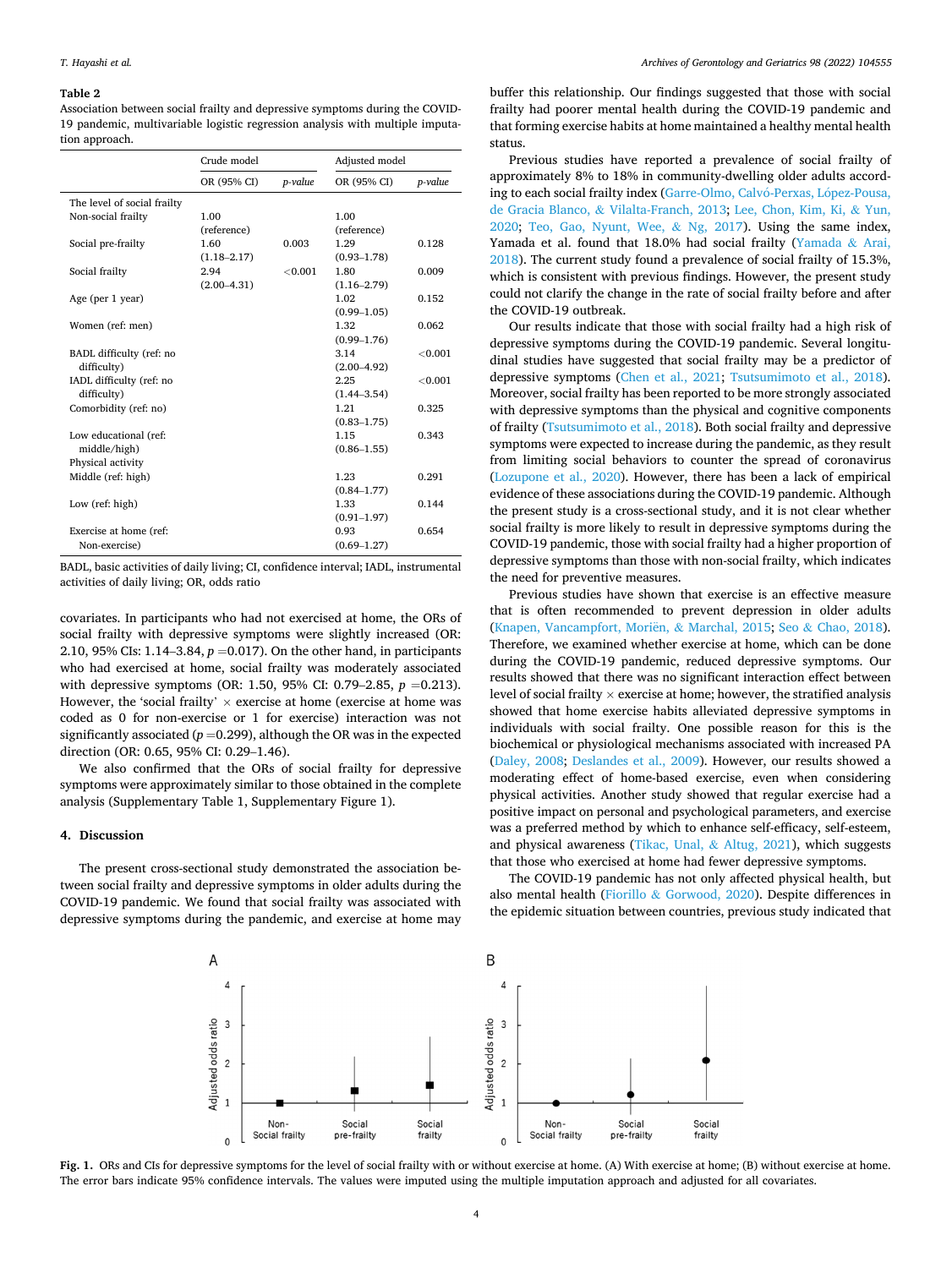**Table 2**
Association between social frailty and depressive symptoms during the COVID-19 pandemic, multivariable logistic regression analysis with multiple imputation approach.

| | Crude model | | Adjusted model | |
|---|---|---|---|---|
| | OR (95% CI) | *p-value* | OR (95% CI) | *p-value* |
| The level of social frailty | | | | |
| Non-social frailty | 1.00 (reference) | | 1.00 (reference) | |
| Social pre-frailty | 1.60 (1.18–2.17) | 0.003 | 1.29 (0.93–1.78) | 0.128 |
| Social frailty | 2.94 (2.00–4.31) | <0.001 | 1.80 (1.16–2.79) | 0.009 |
| Age (per 1 year) | | | 1.02 (0.99–1.05) | 0.152 |
| Women (ref: men) | | | 1.32 (0.99–1.76) | 0.062 |
| BADL difficulty (ref: no difficulty) | | | 3.14 (2.00–4.92) | <0.001 |
| IADL difficulty (ref: no difficulty) | | | 2.25 (1.44–3.54) | <0.001 |
| Comorbidity (ref: no) | | | 1.21 (0.83–1.75) | 0.325 |
| Low educational (ref: middle/high) | | | 1.15 (0.86–1.55) | 0.343 |
| Physical activity | | | | |
| Middle (ref: high) | | | 1.23 (0.84–1.77) | 0.291 |
| Low (ref: high) | | | 1.33 (0.91–1.97) | 0.144 |
| Exercise at home (ref: Non-exercise) | | | 0.93 (0.69–1.27) | 0.654 |

BADL, basic activities of daily living; CI, confidence interval; IADL, instrumental activities of daily living; OR, odds ratio

covariates. In participants who had not exercised at home, the ORs of social frailty with depressive symptoms were slightly increased (OR: 2.10, 95% CIs: 1.14–3.84, $p = 0.017$). On the other hand, in participants who had exercised at home, social frailty was moderately associated with depressive symptoms (OR: 1.50, 95% CI: 0.79–2.85, $p = 0.213$). However, the 'social frailty' × exercise at home (exercise at home was coded as 0 for non-exercise or 1 for exercise) interaction was not significantly associated ($p = 0.299$), although the OR was in the expected direction (OR: 0.65, 95% CI: 0.29–1.46).

We also confirmed that the ORs of social frailty for depressive symptoms were approximately similar to those obtained in the complete analysis (Supplementary Table 1, Supplementary Figure 1).

## 4. Discussion

The present cross-sectional study demonstrated the association between social frailty and depressive symptoms in older adults during the COVID-19 pandemic. We found that social frailty was associated with depressive symptoms during the pandemic, and exercise at home may buffer this relationship. Our findings suggested that those with social frailty had poorer mental health during the COVID-19 pandemic and that forming exercise habits at home maintained a healthy mental health status.

Previous studies have reported a prevalence of social frailty of approximately 8% to 18% in community-dwelling older adults according to each social frailty index (Garre-Olmo, Calvó-Perxas, López-Pousa, de Gracia Blanco, & Vilalta-Franch, 2013; Lee, Chon, Kim, Ki, & Yun, 2020; Teo, Gao, Nyunt, Wee, & Ng, 2017). Using the same index, Yamada et al. found that 18.0% had social frailty (Yamada & Arai, 2018). The current study found a prevalence of social frailty of 15.3%, which is consistent with previous findings. However, the present study could not clarify the change in the rate of social frailty before and after the COVID-19 outbreak.

Our results indicate that those with social frailty had a high risk of depressive symptoms during the COVID-19 pandemic. Several longitudinal studies have suggested that social frailty may be a predictor of depressive symptoms (Chen et al., 2021; Tsutsumimoto et al., 2018). Moreover, social frailty has been reported to be more strongly associated with depressive symptoms than the physical and cognitive components of frailty (Tsutsumimoto et al., 2018). Both social frailty and depressive symptoms were expected to increase during the pandemic, as they result from limiting social behaviors to counter the spread of coronavirus (Lozupone et al., 2020). However, there has been a lack of empirical evidence of these associations during the COVID-19 pandemic. Although the present study is a cross-sectional study, and it is not clear whether social frailty is more likely to result in depressive symptoms during the COVID-19 pandemic, those with social frailty had a higher proportion of depressive symptoms than those with non-social frailty, which indicates the need for preventive measures.

Previous studies have shown that exercise is an effective measure that is often recommended to prevent depression in older adults (Knapen, Vancampfort, Moriën, & Marchal, 2015; Seo & Chao, 2018). Therefore, we examined whether exercise at home, which can be done during the COVID-19 pandemic, reduced depressive symptoms. Our results showed that there was no significant interaction effect between level of social frailty × exercise at home; however, the stratified analysis showed that home exercise habits alleviated depressive symptoms in individuals with social frailty. One possible reason for this is the biochemical or physiological mechanisms associated with increased PA (Daley, 2008; Deslandes et al., 2009). However, our results showed a moderating effect of home-based exercise, even when considering physical activities. Another study showed that regular exercise had a positive impact on personal and psychological parameters, and exercise was a preferred method by which to enhance self-efficacy, self-esteem, and physical awareness (Tikac, Unal, & Altug, 2021), which suggests that those who exercised at home had fewer depressive symptoms.

The COVID-19 pandemic has not only affected physical health, but also mental health (Fiorillo & Gorwood, 2020). Despite differences in the epidemic situation between countries, previous study indicated that

**Fig. 1.** ORs and CIs for depressive symptoms for the level of social frailty with or without exercise at home. (A) With exercise at home; (B) without exercise at home. The error bars indicate 95% confidence intervals. The values were imputed using the multiple imputation approach and adjusted for all covariates.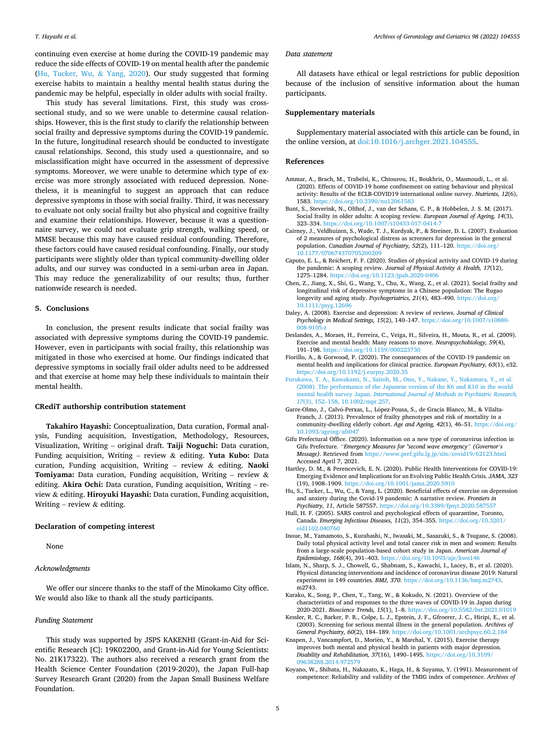continuing even exercise at home during the COVID-19 pandemic may reduce the side effects of COVID-19 on mental health after the pandemic (Hu, Tucker, Wu, & Yang, 2020). Our study suggested that forming exercise habits to maintain a healthy mental health status during the pandemic may be helpful, especially in older adults with social frailty.

This study has several limitations. First, this study was cross-sectional study, and so we were unable to determine causal relationships. However, this is the first study to clarify the relationship between social frailty and depressive symptoms during the COVID-19 pandemic. In the future, longitudinal research should be conducted to investigate causal relationships. Second, this study used a questionnaire, and so misclassification might have occurred in the assessment of depressive symptoms. Moreover, we were unable to determine which type of exercise was more strongly associated with reduced depression. Nonetheless, it is meaningful to suggest an approach that can reduce depressive symptoms in those with social frailty. Third, it was necessary to evaluate not only social frailty but also physical and cognitive frailty and examine their relationships. However, because it was a questionnaire survey, we could not evaluate grip strength, walking speed, or MMSE because this may have caused residual confounding. Therefore, these factors could have caused residual confounding. Finally, our study participants were slightly older than typical community-dwelling older adults, and our survey was conducted in a semi-urban area in Japan. This may reduce the generalizability of our results; thus, further nationwide research is needed.

## 5. Conclusions

In conclusion, the present results indicate that social frailty was associated with depressive symptoms during the COVID-19 pandemic. However, even in participants with social frailty, this relationship was mitigated in those who exercised at home. Our findings indicated that depressive symptoms in socially frail older adults need to be addressed and that exercise at home may help these individuals to maintain their mental health.

## CRediT authorship contribution statement

**Takahiro Hayashi:** Conceptualization, Data curation, Formal analysis, Funding acquisition, Investigation, Methodology, Resources, Visualization, Writing – original draft. **Taiji Noguchi:** Data curation, Funding acquisition, Writing – review & editing. **Yuta Kubo:** Data curation, Funding acquisition, Writing – review & editing. **Naoki Tomiyama:** Data curation, Funding acquisition, Writing – review & editing. **Akira Ochi:** Data curation, Funding acquisition, Writing – review & editing. **Hiroyuki Hayashi:** Data curation, Funding acquisition, Writing – review & editing.

## Declaration of competing interest

None

### *Acknowledgments*

We offer our sincere thanks to the staff of the Minokamo City office. We would also like to thank all the study participants.

### *Funding Statement*

This study was supported by JSPS KAKENHI (Grant-in-Aid for Scientific Research [C]: 19K02200, and Grant-in-Aid for Young Scientists: No. 21K17322). The authors also received a research grant from the Health Science Center Foundation (2019-2020), the Japan Full-hap Survey Research Grant (2020) from the Japan Small Business Welfare Foundation.

### *Data statement*

All datasets have ethical or legal restrictions for public deposition because of the inclusion of sensitive information about the human participants.

## Supplementary materials

Supplementary material associated with this article can be found, in the online version, at doi:10.1016/j.archger.2021.104555.

## References

Ammar, A., Brach, M., Trabelsi, K., Chtourou, H., Boukhris, O., Masmoudi, L., et al. (2020). Effects of COVID-19 home confinement on eating behaviour and physical activity: Results of the ECLB-COVID19 international online survey. *Nutrients, 12*(6), 1583. https://doi.org/10.3390/nu12061583

Bunt, S., Steverink, N., Olthof, J., van der Schans, C. P., & Hobbelen, J. S. M. (2017). Social frailty in older adults: A scoping review. *European Journal of Ageing, 14*(3), 323–334. https://doi.org/10.1007/s10433-017-0414-7

Cairney, J., Veldhuizen, S., Wade, T. J., Kurdyak, P., & Streiner, D. L. (2007). Evaluation of 2 measures of psychological distress as screeners for depression in the general population. *Canadian Journal of Psychiatry, 52*(2), 111–120. https://doi.org/10.1177/070674370705200209

Caputo, E. L., & Reichert, F. F. (2020). Studies of physical activity and COVID-19 during the pandemic: A scoping review. *Journal of Physical Activity & Health, 17*(12), 1275–1284. https://doi.org/10.1123/jpah.2020-0406

Chen, Z., Jiang, X., Shi, G., Wang, Y., Chu, X., Wang, Z., et al. (2021). Social frailty and longitudinal risk of depressive symptoms in a Chinese population: The Rugao longevity and aging study. *Psychogeriatrics, 21*(4), 483–490. https://doi.org/10.1111/psyg.12696

Daley, A. (2008). Exercise and depression: A review of reviews. *Journal of Clinical Psychology in Medical Settings, 15*(2), 140–147. https://doi.org/10.1007/s10880-008-9105-z

Deslandes, A., Moraes, H., Ferreira, C., Veiga, H., Silveira, H., Mouta, R., et al. (2009). Exercise and mental health: Many reasons to move. *Neuropsychobiology, 59*(4), 191–198. https://doi.org/10.1159/000223730

Fiorillo, A., & Gorwood, P. (2020). The consequences of the COVID-19 pandemic on mental health and implications for clinical practice. *European Psychiatry, 63*(1), e32. https://doi.org/10.1192/j.eurpsy.2020.35

Furukawa, T. A., Kawakami, N., Saitoh, M., Ono, Y., Nakane, Y., Nakamura, Y., et al. (2008). The performance of the Japanese version of the K6 and K10 in the world mental health survey Japan. *International Journal of Methods in Psychiatric Research, 17*(3), 152–158, 10.1002/mpr.257.

Garre-Olmo, J., Calvó-Perxas, L., López-Pousa, S., de Gracia Blanco, M., & Vilalta-Franch, J. (2013). Prevalence of frailty phenotypes and risk of mortality in a community-dwelling elderly cohort. *Age and Ageing, 42*(1), 46–51. https://doi.org/10.1093/ageing/afs047

Gifu Prefectural Office. (2020). Information on a new type of coronavirus infection in Gifu Prefecture. *"Emergency Measures for "second wave emergency" (Governor's Message)*. Retrieved from https://www.pref.gifu.lg.jp/site/covid19/62123.html Accessed April 7, 2021.

Hartley, D. M., & Perencevich, E. N. (2020). Public Health Interventions for COVID-19: Emerging Evidence and Implications for an Evolving Public Health Crisis. *JAMA, 323* (19), 1908–1909. https://doi.org/10.1001/jama.2020.5910

Hu, S., Tucker, L., Wu, C., & Yang, L. (2020). Beneficial effects of exercise on depression and anxiety during the Covid-19 pandemic: A narrative review. *Frontiers in Psychiatry, 11*, Article 587557. https://doi.org/10.3389/fpsyt.2020.587557

Hull, H. F. (2005). SARS control and psychological effects of quarantine, Toronto, Canada. *Emerging Infectious Diseases, 11*(2), 354–355. https://doi.org/10.3201/eid1102.040760

Inoue, M., Yamamoto, S., Kurahashi, N., Iwasaki, M., Sasazuki, S., & Tsugane, S. (2008). Daily total physical activity level and total cancer risk in men and women: Results from a large-scale population-based cohort study in Japan. *American Journal of Epidemiology, 168*(4), 391–403. https://doi.org/10.1093/aje/kwn146

Islam, N., Sharp, S. J., Chowell, G., Shabnam, S., Kawachi, I., Lacey, B., et al. (2020). Physical distancing interventions and incidence of coronavirus disease 2019: Natural experiment in 149 countries. *BMJ, 370*. https://doi.org/10.1136/bmj.m2743. m2743.

Karako, K., Song, P., Chen, Y., Tang, W., & Kokudo, N. (2021). Overview of the characteristics of and responses to the three waves of COVID-19 in Japan during 2020-2021. *Bioscience Trends, 15*(1), 1–8. https://doi.org/10.5582/bst.2021.01019

Kessler, R. C., Barker, P. R., Colpe, L. J., Epstein, J. F., Gfroerer, J. C., Hiripi, E., et al. (2003). Screening for serious mental illness in the general population. *Archives of General Psychiatry, 60*(2), 184–189. https://doi.org/10.1001/archpsyc.60.2.184

Knapen, J., Vancampfort, D., Moriën, Y., & Marchal, Y. (2015). Exercise therapy improves both mental and physical health in patients with major depression. *Disability and Rehabilitation, 37*(16), 1490–1495. https://doi.org/10.3109/09638288.2014.972579

Koyano, W., Shibata, H., Nakazato, K., Haga, H., & Suyama, Y. (1991). Measurement of competence: Reliability and validity of the TMIG index of competence. *Archives of*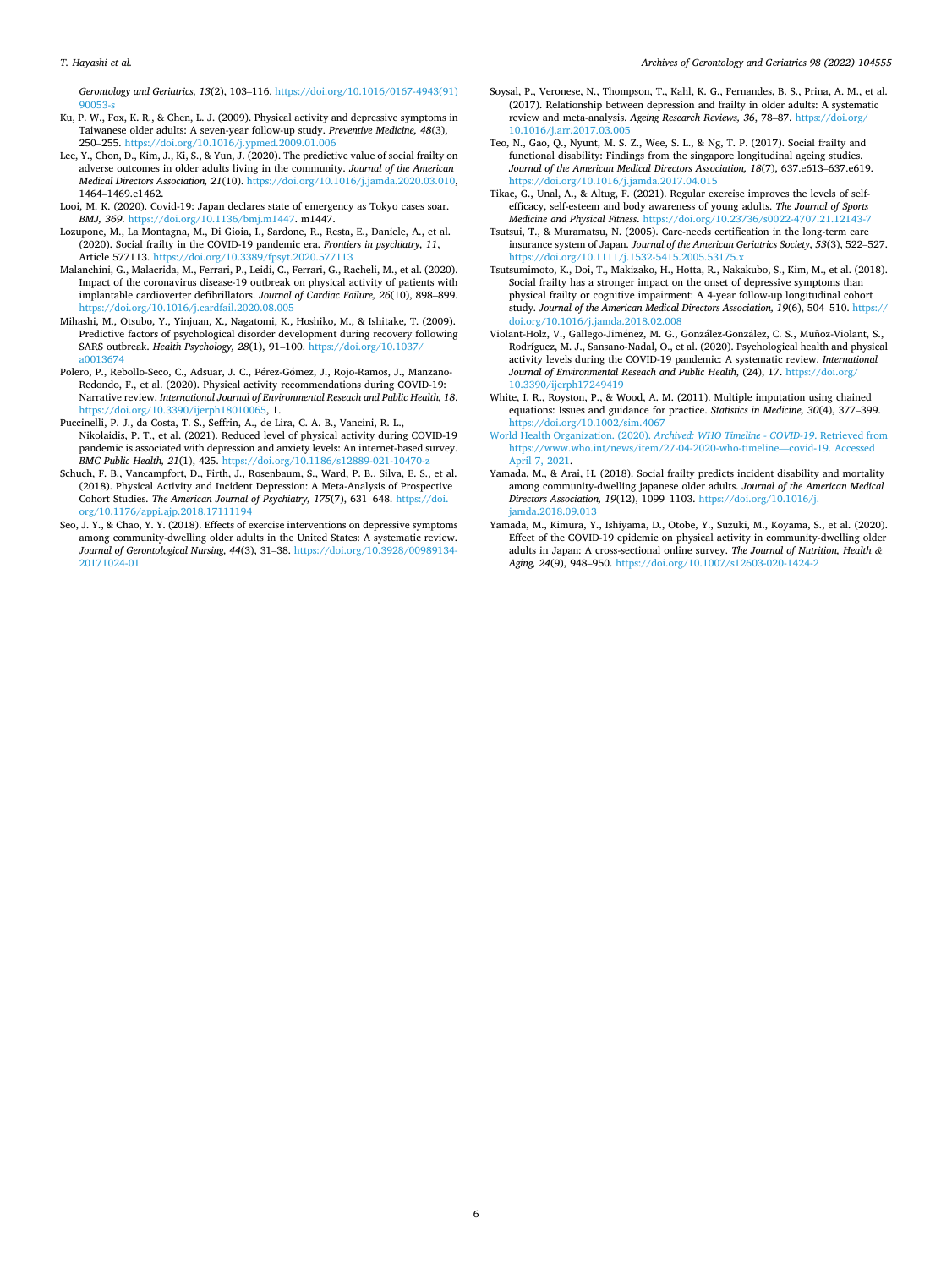*Gerontology and Geriatrics, 13*(2), 103–116. https://doi.org/10.1016/0167-4943(91)90053-s

Ku, P. W., Fox, K. R., & Chen, L. J. (2009). Physical activity and depressive symptoms in Taiwanese older adults: A seven-year follow-up study. *Preventive Medicine, 48*(3), 250–255. https://doi.org/10.1016/j.ypmed.2009.01.006

Lee, Y., Chon, D., Kim, J., Ki, S., & Yun, J. (2020). The predictive value of social frailty on adverse outcomes in older adults living in the community. *Journal of the American Medical Directors Association, 21*(10). https://doi.org/10.1016/j.jamda.2020.03.010, 1464–1469.e1462.

Looi, M. K. (2020). Covid-19: Japan declares state of emergency as Tokyo cases soar. *BMJ, 369*. https://doi.org/10.1136/bmj.m1447. m1447.

Lozupone, M., La Montagna, M., Di Gioia, I., Sardone, R., Resta, E., Daniele, A., et al. (2020). Social frailty in the COVID-19 pandemic era. *Frontiers in psychiatry, 11*, Article 577113. https://doi.org/10.3389/fpsyt.2020.577113

Malanchini, G., Malacrida, M., Ferrari, P., Leidi, C., Ferrari, G., Racheli, M., et al. (2020). Impact of the coronavirus disease-19 outbreak on physical activity of patients with implantable cardioverter defibrillators. *Journal of Cardiac Failure, 26*(10), 898–899. https://doi.org/10.1016/j.cardfail.2020.08.005

Mihashi, M., Otsubo, Y., Yinjuan, X., Nagatomi, K., Hoshiko, M., & Ishitake, T. (2009). Predictive factors of psychological disorder development during recovery following SARS outbreak. *Health Psychology, 28*(1), 91–100. https://doi.org/10.1037/a0013674

Polero, P., Rebollo-Seco, C., Adsuar, J. C., Pérez-Gómez, J., Rojo-Ramos, J., Manzano-Redondo, F., et al. (2020). Physical activity recommendations during COVID-19: Narrative review. *International Journal of Environmental Reseach and Public Health, 18*. https://doi.org/10.3390/ijerph18010065, 1.

Puccinelli, P. J., da Costa, T. S., Seffrin, A., de Lira, C. A. B., Vancini, R. L., Nikolaidis, P. T., et al. (2021). Reduced level of physical activity during COVID-19 pandemic is associated with depression and anxiety levels: An internet-based survey. *BMC Public Health, 21*(1), 425. https://doi.org/10.1186/s12889-021-10470-z

Schuch, F. B., Vancampfort, D., Firth, J., Rosenbaum, S., Ward, P. B., Silva, E. S., et al. (2018). Physical Activity and Incident Depression: A Meta-Analysis of Prospective Cohort Studies. *The American Journal of Psychiatry, 175*(7), 631–648. https://doi.org/10.1176/appi.ajp.2018.17111194

Seo, J. Y., & Chao, Y. Y. (2018). Effects of exercise interventions on depressive symptoms among community-dwelling older adults in the United States: A systematic review. *Journal of Gerontological Nursing, 44*(3), 31–38. https://doi.org/10.3928/00989134-20171024-01

Soysal, P., Veronese, N., Thompson, T., Kahl, K. G., Fernandes, B. S., Prina, A. M., et al. (2017). Relationship between depression and frailty in older adults: A systematic review and meta-analysis. *Ageing Research Reviews, 36*, 78–87. https://doi.org/10.1016/j.arr.2017.03.005

Teo, N., Gao, Q., Nyunt, M. S. Z., Wee, S. L., & Ng, T. P. (2017). Social frailty and functional disability: Findings from the singapore longitudinal ageing studies. *Journal of the American Medical Directors Association, 18*(7), 637.e613–637.e619. https://doi.org/10.1016/j.jamda.2017.04.015

Tikac, G., Unal, A., & Altug, F. (2021). Regular exercise improves the levels of self-efficacy, self-esteem and body awareness of young adults. *The Journal of Sports Medicine and Physical Fitness*. https://doi.org/10.23736/s0022-4707.21.12143-7

Tsutsui, T., & Muramatsu, N. (2005). Care-needs certification in the long-term care insurance system of Japan. *Journal of the American Geriatrics Society, 53*(3), 522–527. https://doi.org/10.1111/j.1532-5415.2005.53175.x

Tsutsumimoto, K., Doi, T., Makizako, H., Hotta, R., Nakakubo, S., Kim, M., et al. (2018). Social frailty has a stronger impact on the onset of depressive symptoms than physical frailty or cognitive impairment: A 4-year follow-up longitudinal cohort study. *Journal of the American Medical Directors Association, 19*(6), 504–510. https://doi.org/10.1016/j.jamda.2018.02.008

Violant-Holz, V., Gallego-Jiménez, M. G., González-González, C. S., Muñoz-Violant, S., Rodríguez, M. J., Sansano-Nadal, O., et al. (2020). Psychological health and physical activity levels during the COVID-19 pandemic: A systematic review. *International Journal of Environmental Reseach and Public Health*, (24), 17. https://doi.org/10.3390/ijerph17249419

White, I. R., Royston, P., & Wood, A. M. (2011). Multiple imputation using chained equations: Issues and guidance for practice. *Statistics in Medicine, 30*(4), 377–399. https://doi.org/10.1002/sim.4067

World Health Organization. (2020). *Archived: WHO Timeline - COVID-19*. Retrieved from https://www.who.int/news/item/27-04-2020-who-timeline—covid-19. Accessed April 7, 2021.

Yamada, M., & Arai, H. (2018). Social frailty predicts incident disability and mortality among community-dwelling japanese older adults. *Journal of the American Medical Directors Association, 19*(12), 1099–1103. https://doi.org/10.1016/j.jamda.2018.09.013

Yamada, M., Kimura, Y., Ishiyama, D., Otobe, Y., Suzuki, M., Koyama, S., et al. (2020). Effect of the COVID-19 epidemic on physical activity in community-dwelling older adults in Japan: A cross-sectional online survey. *The Journal of Nutrition, Health & Aging, 24*(9), 948–950. https://doi.org/10.1007/s12603-020-1424-2